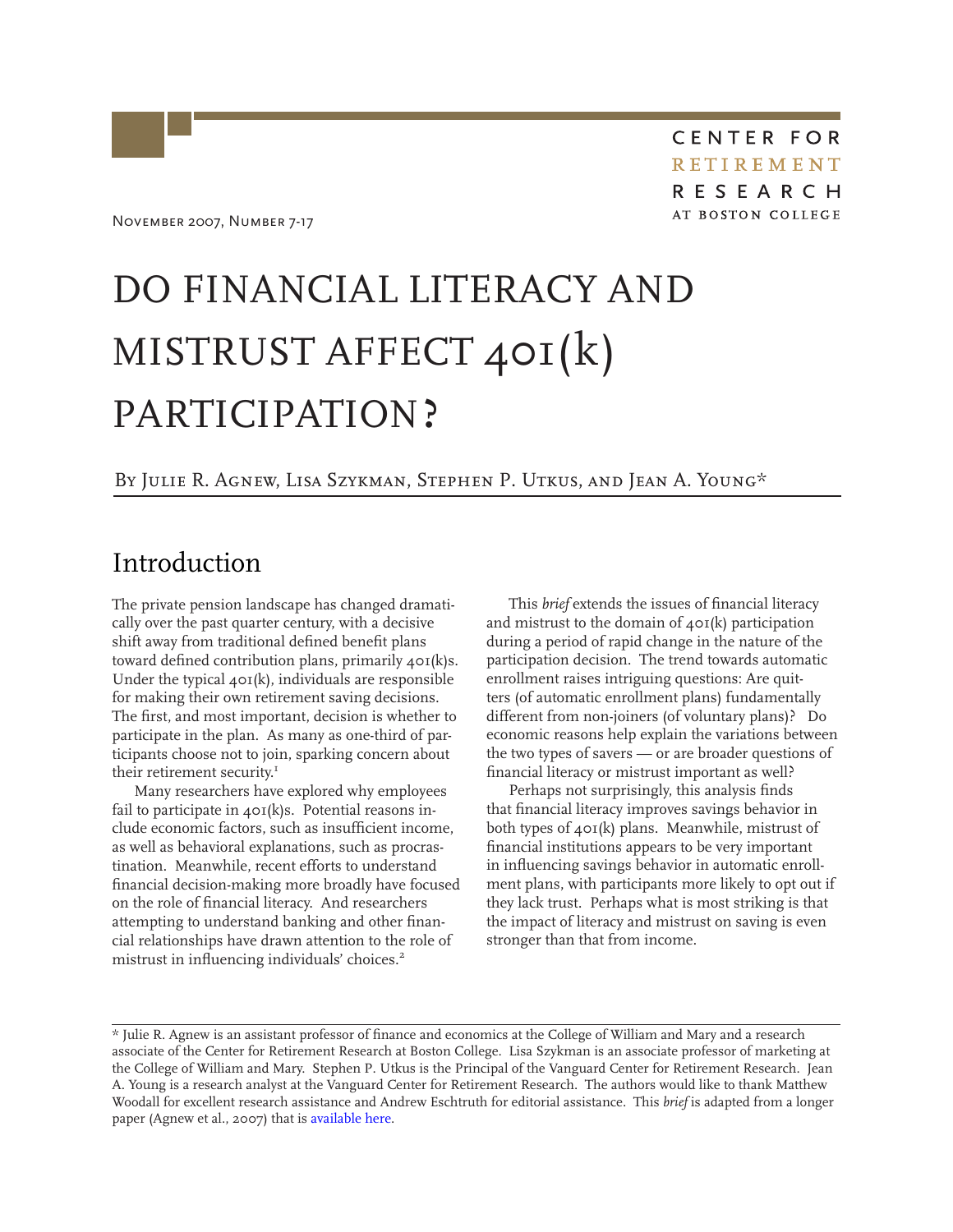CENTER FOR RETIREMENT RESEARCH AT BOSTON COLLEGE

November 2007, Number 7-17

# DO FINANCIAL LITERACY AND MISTRUST AFFECT 401(k) PARTICIPATION?

By Julie R. Agnew, Lisa Szykman, Stephen P. Utkus, and Jean A. Young*

## Introduction

The private pension landscape has changed dramatically over the past quarter century, with a decisive shift away from traditional defined benefit plans toward defined contribution plans, primarily 401(k)s. Under the typical 401(k), individuals are responsible for making their own retirement saving decisions. The first, and most important, decision is whether to participate in the plan. As many as one-third of participants choose not to join, sparking concern about their retirement security.[1]

Many researchers have explored why employees fail to participate in 401(k)s. Potential reasons include economic factors, such as insufficient income, as well as behavioral explanations, such as procrastination. Meanwhile, recent efforts to understand financial decision-making more broadly have focused on the role of financial literacy. And researchers attempting to understand banking and other financial relationships have drawn attention to the role of mistrust in influencing individuals' choices.[2]

This *brief* extends the issues of financial literacy and mistrust to the domain of 401(k) participation during a period of rapid change in the nature of the participation decision. The trend towards automatic enrollment raises intriguing questions: Are quitters (of automatic enrollment plans) fundamentally different from non-joiners (of voluntary plans)? Do economic reasons help explain the variations between the two types of savers — or are broader questions of financial literacy or mistrust important as well?

Perhaps not surprisingly, this analysis finds that financial literacy improves savings behavior in both types of 401(k) plans. Meanwhile, mistrust of financial institutions appears to be very important in influencing savings behavior in automatic enrollment plans, with participants more likely to opt out if they lack trust. Perhaps what is most striking is that the impact of literacy and mistrust on saving is even stronger than that from income.

---

\* Julie R. Agnew is an assistant professor of finance and economics at the College of William and Mary and a research associate of the Center for Retirement Research at Boston College. Lisa Szykman is an associate professor of marketing at the College of William and Mary. Stephen P. Utkus is the Principal of the Vanguard Center for Retirement Research. Jean A. Young is a research analyst at the Vanguard Center for Retirement Research. The authors would like to thank Matthew Woodall for excellent research assistance and Andrew Eschtruth for editorial assistance. This *brief* is adapted from a longer paper (Agnew et al., 2007) that is available here.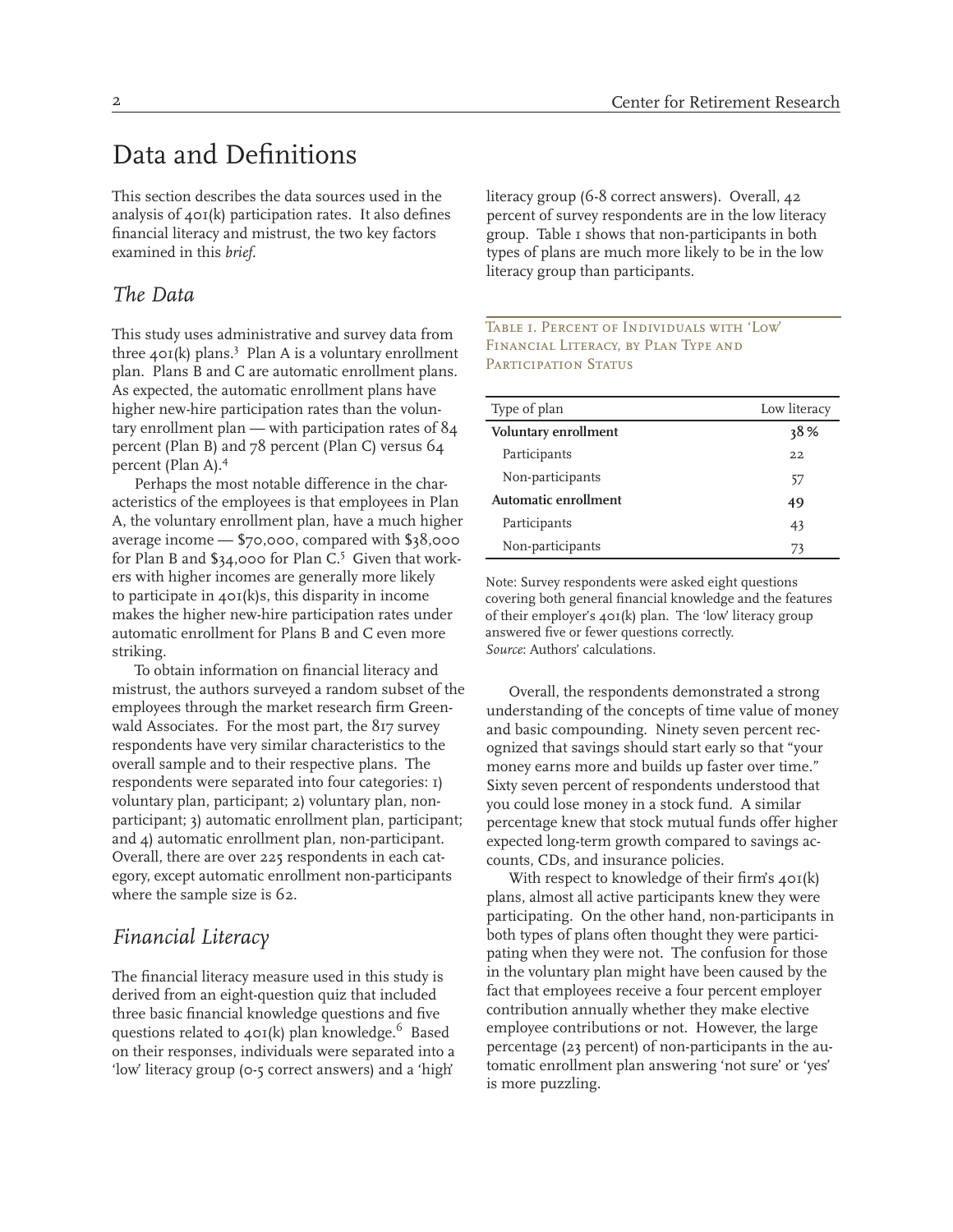# Data and Definitions

This section describes the data sources used in the analysis of 401(k) participation rates. It also defines financial literacy and mistrust, the two key factors examined in this *brief*.

## *The Data*

This study uses administrative and survey data from three 401(k) plans.[3] Plan A is a voluntary enrollment plan. Plans B and C are automatic enrollment plans. As expected, the automatic enrollment plans have higher new-hire participation rates than the voluntary enrollment plan — with participation rates of 84 percent (Plan B) and 78 percent (Plan C) versus 64 percent (Plan A).[4]

Perhaps the most notable difference in the characteristics of the employees is that employees in Plan A, the voluntary enrollment plan, have a much higher average income — $70,000, compared with $38,000 for Plan B and $34,000 for Plan C.[5] Given that workers with higher incomes are generally more likely to participate in 401(k)s, this disparity in income makes the higher new-hire participation rates under automatic enrollment for Plans B and C even more striking.

To obtain information on financial literacy and mistrust, the authors surveyed a random subset of the employees through the market research firm Greenwald Associates. For the most part, the 817 survey respondents have very similar characteristics to the overall sample and to their respective plans. The respondents were separated into four categories: 1) voluntary plan, participant; 2) voluntary plan, non-participant; 3) automatic enrollment plan, participant; and 4) automatic enrollment plan, non-participant. Overall, there are over 225 respondents in each category, except automatic enrollment non-participants where the sample size is 62.

## *Financial Literacy*

The financial literacy measure used in this study is derived from an eight-question quiz that included three basic financial knowledge questions and five questions related to 401(k) plan knowledge.[6] Based on their responses, individuals were separated into a 'low' literacy group (0-5 correct answers) and a 'high' literacy group (6-8 correct answers). Overall, 42 percent of survey respondents are in the low literacy group. Table 1 shows that non-participants in both types of plans are much more likely to be in the low literacy group than participants.

Table 1. Percent of Individuals with 'Low' Financial Literacy, by Plan Type and Participation Status

| Type of plan | Low literacy |
|---|---|
| **Voluntary enrollment** | **38%** |
| Participants | 22 |
| Non-participants | 57 |
| **Automatic enrollment** | **49** |
| Participants | 43 |
| Non-participants | 73 |

Note: Survey respondents were asked eight questions covering both general financial knowledge and the features of their employer's 401(k) plan. The 'low' literacy group answered five or fewer questions correctly.
*Source*: Authors' calculations.

Overall, the respondents demonstrated a strong understanding of the concepts of time value of money and basic compounding. Ninety seven percent recognized that savings should start early so that "your money earns more and builds up faster over time." Sixty seven percent of respondents understood that you could lose money in a stock fund. A similar percentage knew that stock mutual funds offer higher expected long-term growth compared to savings accounts, CDs, and insurance policies.

With respect to knowledge of their firm's 401(k) plans, almost all active participants knew they were participating. On the other hand, non-participants in both types of plans often thought they were participating when they were not. The confusion for those in the voluntary plan might have been caused by the fact that employees receive a four percent employer contribution annually whether they make elective employee contributions or not. However, the large percentage (23 percent) of non-participants in the automatic enrollment plan answering 'not sure' or 'yes' is more puzzling.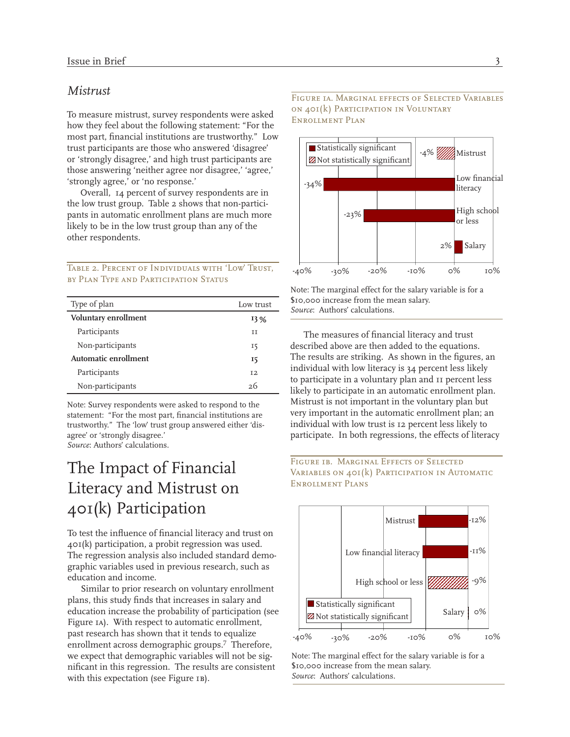### *Mistrust*

To measure mistrust, survey respondents were asked how they feel about the following statement: "For the most part, financial institutions are trustworthy." Low trust participants are those who answered 'disagree' or 'strongly disagree,' and high trust participants are those answering 'neither agree nor disagree,' 'agree,' 'strongly agree,' or 'no response.'

Overall, 14 percent of survey respondents are in the low trust group. Table 2 shows that non-participants in automatic enrollment plans are much more likely to be in the low trust group than any of the other respondents.

Table 2. Percent of Individuals with 'Low' Trust, by Plan Type and Participation Status

| Type of plan | Low trust |
|---|---|
| **Voluntary enrollment** | **13 %** |
| Participants | 11 |
| Non-participants | 15 |
| **Automatic enrollment** | **15** |
| Participants | 12 |
| Non-participants | 26 |

Note: Survey respondents were asked to respond to the statement: "For the most part, financial institutions are trustworthy." The 'low' trust group answered either 'disagree' or 'strongly disagree.'
*Source*: Authors' calculations.

## The Impact of Financial Literacy and Mistrust on 401(k) Participation

To test the influence of financial literacy and trust on 401(k) participation, a probit regression was used. The regression analysis also included standard demographic variables used in previous research, such as education and income.

Similar to prior research on voluntary enrollment plans, this study finds that increases in salary and education increase the probability of participation (see Figure 1A). With respect to automatic enrollment, past research has shown that it tends to equalize enrollment across demographic groups.[7] Therefore, we expect that demographic variables will not be significant in this regression. The results are consistent with this expectation (see Figure 1B).

Figure 1A. Marginal Effects of Selected Variables on 401(k) Participation in Voluntary Enrollment Plan

| Variable | Marginal effect | Significance |
|---|---|---|
| Mistrust | -4% | Not statistically significant |
| Low financial literacy | -34% | Statistically significant |
| High school or less | -23% | Statistically significant |
| Salary | 2% | Statistically significant |

Note: The marginal effect for the salary variable is for a $10,000 increase from the mean salary.
*Source*: Authors' calculations.

The measures of financial literacy and trust described above are then added to the equations. The results are striking. As shown in the figures, an individual with low literacy is 34 percent less likely to participate in a voluntary plan and 11 percent less likely to participate in an automatic enrollment plan. Mistrust is not important in the voluntary plan but very important in the automatic enrollment plan; an individual with low trust is 12 percent less likely to participate. In both regressions, the effects of literacy

Figure 1B. Marginal Effects of Selected Variables on 401(k) Participation in Automatic Enrollment Plans

| Variable | Marginal effect | Significance |
|---|---|---|
| Mistrust | -12% | Statistically significant |
| Low financial literacy | -11% | Statistically significant |
| High school or less | -9% | Not statistically significant |
| Salary | 0% | Statistically significant |

Note: The marginal effect for the salary variable is for a $10,000 increase from the mean salary.
*Source*: Authors' calculations.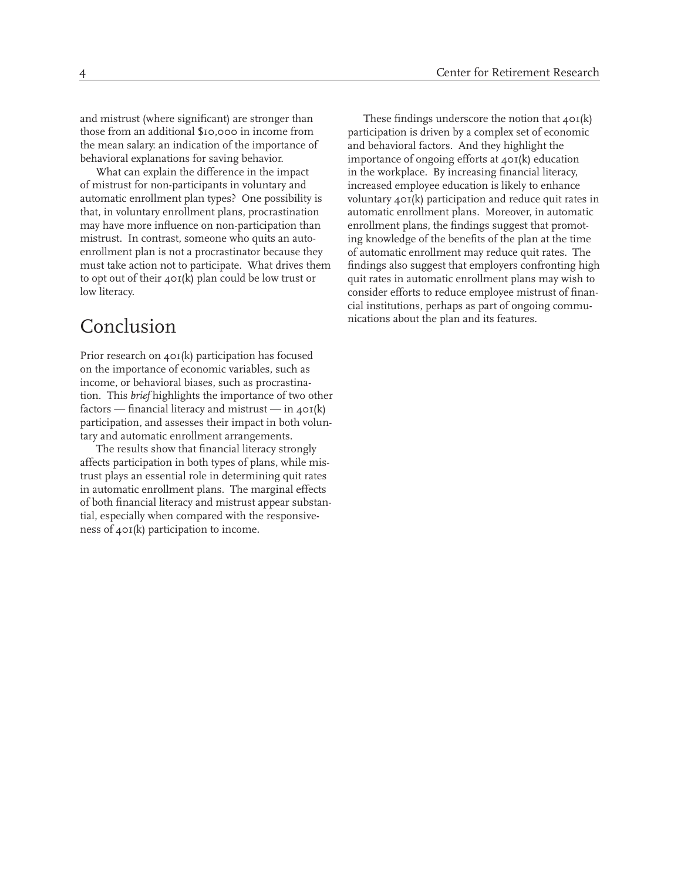and mistrust (where significant) are stronger than those from an additional $10,000 in income from the mean salary: an indication of the importance of behavioral explanations for saving behavior.

What can explain the difference in the impact of mistrust for non-participants in voluntary and automatic enrollment plan types? One possibility is that, in voluntary enrollment plans, procrastination may have more influence on non-participation than mistrust. In contrast, someone who quits an auto-enrollment plan is not a procrastinator because they must take action not to participate. What drives them to opt out of their 401(k) plan could be low trust or low literacy.

## Conclusion

Prior research on 401(k) participation has focused on the importance of economic variables, such as income, or behavioral biases, such as procrastination. This *brief* highlights the importance of two other factors — financial literacy and mistrust — in 401(k) participation, and assesses their impact in both voluntary and automatic enrollment arrangements.

The results show that financial literacy strongly affects participation in both types of plans, while mistrust plays an essential role in determining quit rates in automatic enrollment plans. The marginal effects of both financial literacy and mistrust appear substantial, especially when compared with the responsiveness of 401(k) participation to income.

These findings underscore the notion that 401(k) participation is driven by a complex set of economic and behavioral factors. And they highlight the importance of ongoing efforts at 401(k) education in the workplace. By increasing financial literacy, increased employee education is likely to enhance voluntary 401(k) participation and reduce quit rates in automatic enrollment plans. Moreover, in automatic enrollment plans, the findings suggest that promoting knowledge of the benefits of the plan at the time of automatic enrollment may reduce quit rates. The findings also suggest that employers confronting high quit rates in automatic enrollment plans may wish to consider efforts to reduce employee mistrust of financial institutions, perhaps as part of ongoing communications about the plan and its features.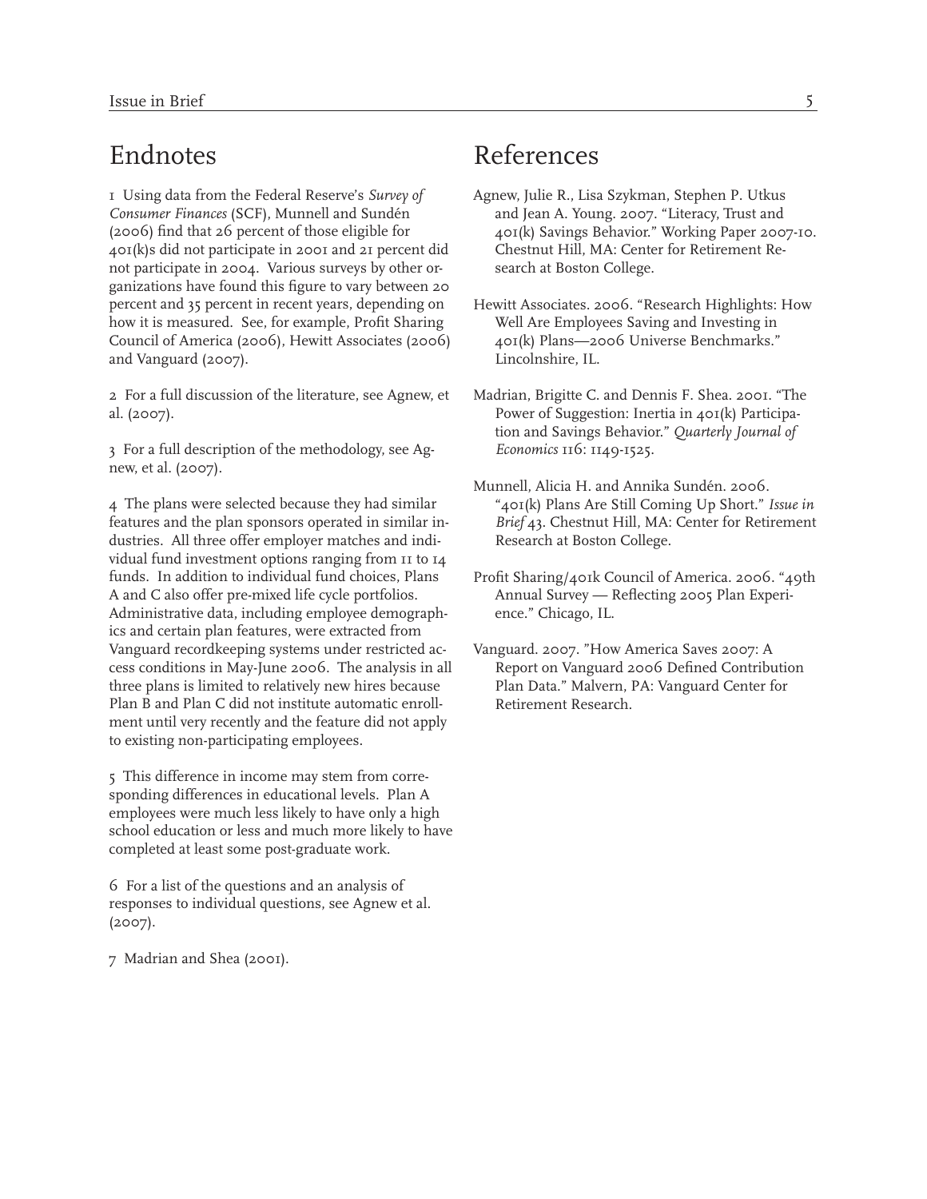## Endnotes

1 Using data from the Federal Reserve's *Survey of Consumer Finances* (SCF), Munnell and Sundén (2006) find that 26 percent of those eligible for 401(k)s did not participate in 2001 and 21 percent did not participate in 2004. Various surveys by other organizations have found this figure to vary between 20 percent and 35 percent in recent years, depending on how it is measured. See, for example, Profit Sharing Council of America (2006), Hewitt Associates (2006) and Vanguard (2007).

2 For a full discussion of the literature, see Agnew, et al. (2007).

3 For a full description of the methodology, see Agnew, et al. (2007).

4 The plans were selected because they had similar features and the plan sponsors operated in similar industries. All three offer employer matches and individual fund investment options ranging from 11 to 14 funds. In addition to individual fund choices, Plans A and C also offer pre-mixed life cycle portfolios. Administrative data, including employee demographics and certain plan features, were extracted from Vanguard recordkeeping systems under restricted access conditions in May-June 2006. The analysis in all three plans is limited to relatively new hires because Plan B and Plan C did not institute automatic enrollment until very recently and the feature did not apply to existing non-participating employees.

5 This difference in income may stem from corresponding differences in educational levels. Plan A employees were much less likely to have only a high school education or less and much more likely to have completed at least some post-graduate work.

6 For a list of the questions and an analysis of responses to individual questions, see Agnew et al. (2007).

7 Madrian and Shea (2001).

## References

Agnew, Julie R., Lisa Szykman, Stephen P. Utkus and Jean A. Young. 2007. "Literacy, Trust and 401(k) Savings Behavior." Working Paper 2007-10. Chestnut Hill, MA: Center for Retirement Research at Boston College.

Hewitt Associates. 2006. "Research Highlights: How Well Are Employees Saving and Investing in 401(k) Plans—2006 Universe Benchmarks." Lincolnshire, IL.

Madrian, Brigitte C. and Dennis F. Shea. 2001. "The Power of Suggestion: Inertia in 401(k) Participation and Savings Behavior." *Quarterly Journal of Economics* 116: 1149-1525.

Munnell, Alicia H. and Annika Sundén. 2006. "401(k) Plans Are Still Coming Up Short." *Issue in Brief* 43. Chestnut Hill, MA: Center for Retirement Research at Boston College.

Profit Sharing/401k Council of America. 2006. "49th Annual Survey — Reflecting 2005 Plan Experience." Chicago, IL.

Vanguard. 2007. "How America Saves 2007: A Report on Vanguard 2006 Defined Contribution Plan Data." Malvern, PA: Vanguard Center for Retirement Research.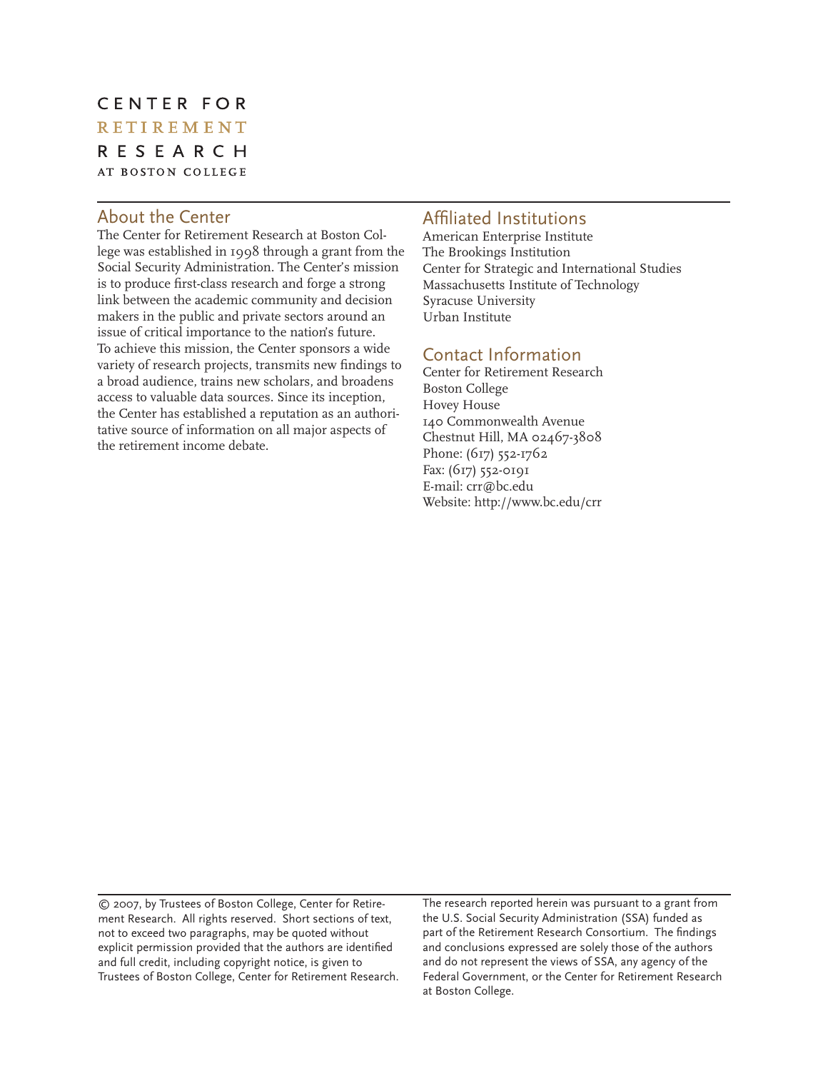CENTER FOR
RETIREMENT
RESEARCH
AT BOSTON COLLEGE

## About the Center

The Center for Retirement Research at Boston College was established in 1998 through a grant from the Social Security Administration. The Center's mission is to produce first-class research and forge a strong link between the academic community and decision makers in the public and private sectors around an issue of critical importance to the nation's future. To achieve this mission, the Center sponsors a wide variety of research projects, transmits new findings to a broad audience, trains new scholars, and broadens access to valuable data sources. Since its inception, the Center has established a reputation as an authoritative source of information on all major aspects of the retirement income debate.

## Affiliated Institutions

American Enterprise Institute
The Brookings Institution
Center for Strategic and International Studies
Massachusetts Institute of Technology
Syracuse University
Urban Institute

## Contact Information

Center for Retirement Research
Boston College
Hovey House
140 Commonwealth Avenue
Chestnut Hill, MA 02467-3808
Phone: (617) 552-1762
Fax: (617) 552-0191
E-mail: crr@bc.edu
Website: http://www.bc.edu/crr

© 2007, by Trustees of Boston College, Center for Retirement Research. All rights reserved. Short sections of text, not to exceed two paragraphs, may be quoted without explicit permission provided that the authors are identified and full credit, including copyright notice, is given to Trustees of Boston College, Center for Retirement Research.

The research reported herein was pursuant to a grant from the U.S. Social Security Administration (SSA) funded as part of the Retirement Research Consortium. The findings and conclusions expressed are solely those of the authors and do not represent the views of SSA, any agency of the Federal Government, or the Center for Retirement Research at Boston College.